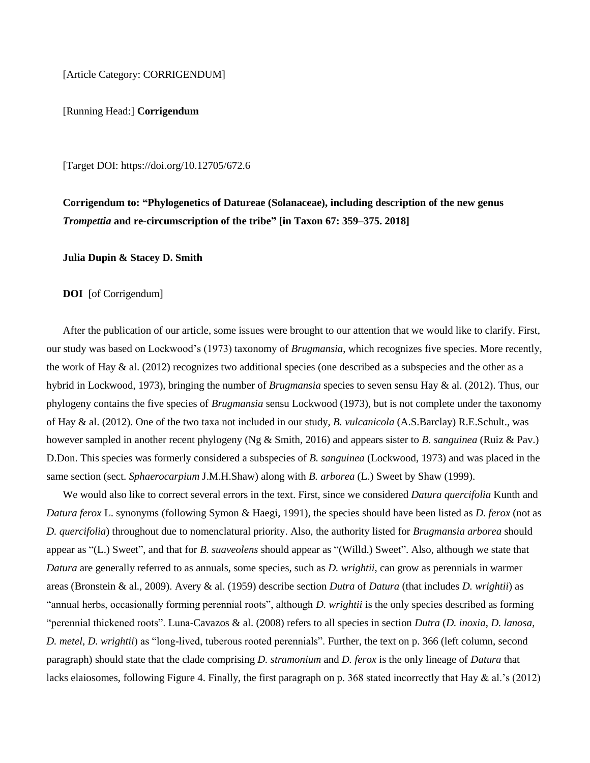[Article Category: CORRIGENDUM]

[Running Head:] **Corrigendum**

[Target DOI: https://doi.org/10.12705/672.6

**Corrigendum to: "Phylogenetics of Datureae (Solanaceae), including description of the new genus *Trompettia* and re-circumscription of the tribe" [in Taxon 67: 359–375. 2018]**

**Julia Dupin & Stacey D. Smith**

**DOI** [of Corrigendum]

After the publication of our article, some issues were brought to our attention that we would like to clarify. First, our study was based on Lockwood's (1973) taxonomy of *Brugmansia*, which recognizes five species. More recently, the work of Hay & al. (2012) recognizes two additional species (one described as a subspecies and the other as a hybrid in Lockwood, 1973), bringing the number of *Brugmansia* species to seven sensu Hay & al. (2012). Thus, our phylogeny contains the five species of *Brugmansia* sensu Lockwood (1973), but is not complete under the taxonomy of Hay & al. (2012). One of the two taxa not included in our study, *B. vulcanicola* (A.S.Barclay) R.E.Schult., was however sampled in another recent phylogeny (Ng & Smith, 2016) and appears sister to *B. sanguinea* (Ruiz & Pav.) D.Don. This species was formerly considered a subspecies of *B. sanguinea* (Lockwood, 1973) and was placed in the same section (sect. *Sphaerocarpium* J.M.H.Shaw) along with *B. arborea* (L.) Sweet by Shaw (1999).

We would also like to correct several errors in the text. First, since we considered *Datura quercifolia* Kunth and *Datura ferox* L. synonyms (following Symon & Haegi, 1991), the species should have been listed as *D. ferox* (not as *D. quercifolia*) throughout due to nomenclatural priority. Also, the authority listed for *Brugmansia arborea* should appear as "(L.) Sweet", and that for *B. suaveolens* should appear as "(Willd.) Sweet". Also, although we state that *Datura* are generally referred to as annuals, some species, such as *D. wrightii*, can grow as perennials in warmer areas (Bronstein & al., 2009). Avery & al. (1959) describe section *Dutra* of *Datura* (that includes *D. wrightii*) as "annual herbs, occasionally forming perennial roots", although *D. wrightii* is the only species described as forming "perennial thickened roots". Luna-Cavazos & al. (2008) refers to all species in section *Dutra* (*D. inoxia*, *D. lanosa*, *D. metel*, *D. wrightii*) as "long-lived, tuberous rooted perennials". Further, the text on p. 366 (left column, second paragraph) should state that the clade comprising *D. stramonium* and *D. ferox* is the only lineage of *Datura* that lacks elaiosomes, following Figure 4. Finally, the first paragraph on p. 368 stated incorrectly that Hay & al.'s (2012)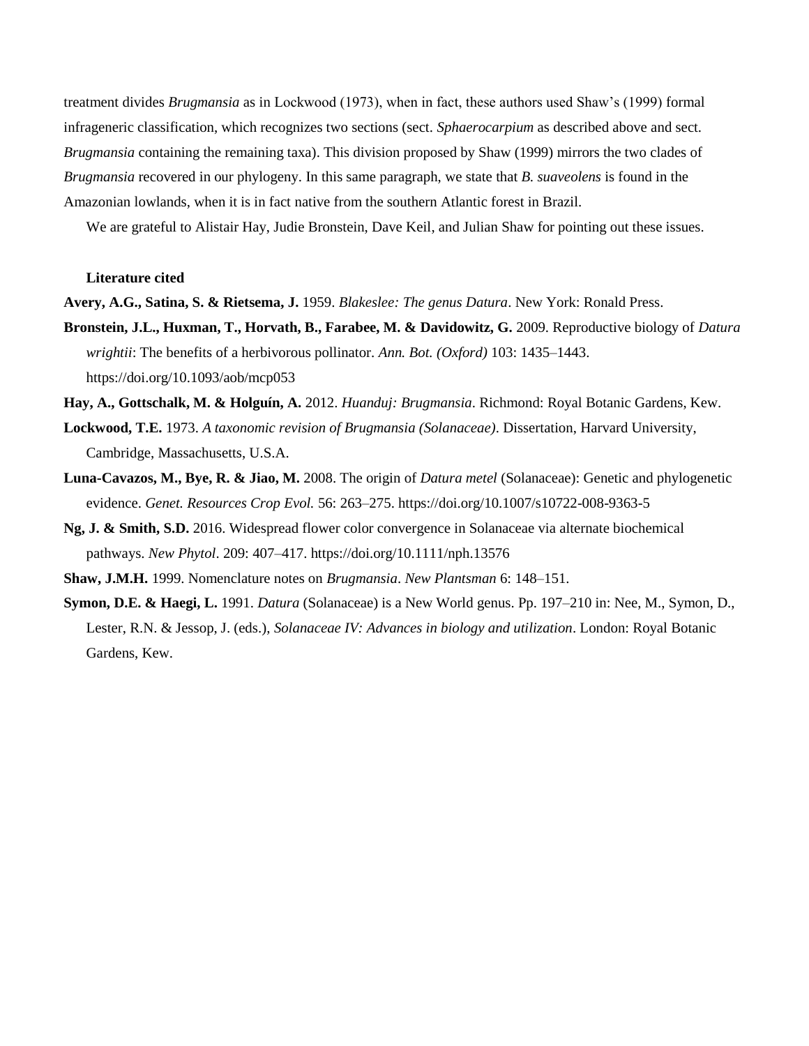treatment divides *Brugmansia* as in Lockwood (1973), when in fact, these authors used Shaw's (1999) formal infrageneric classification, which recognizes two sections (sect. *Sphaerocarpium* as described above and sect. *Brugmansia* containing the remaining taxa). This division proposed by Shaw (1999) mirrors the two clades of *Brugmansia* recovered in our phylogeny. In this same paragraph, we state that *B. suaveolens* is found in the Amazonian lowlands, when it is in fact native from the southern Atlantic forest in Brazil.

We are grateful to Alistair Hay, Judie Bronstein, Dave Keil, and Julian Shaw for pointing out these issues.

### Literature cited

**Avery, A.G., Satina, S. & Rietsema, J.** 1959. *Blakeslee: The genus Datura*. New York: Ronald Press.

**Bronstein, J.L., Huxman, T., Horvath, B., Farabee, M. & Davidowitz, G.** 2009. Reproductive biology of *Datura wrightii*: The benefits of a herbivorous pollinator. *Ann. Bot. (Oxford)* 103: 1435–1443. https://doi.org/10.1093/aob/mcp053

**Hay, A., Gottschalk, M. & Holguín, A.** 2012. *Huanduj: Brugmansia*. Richmond: Royal Botanic Gardens, Kew.

**Lockwood, T.E.** 1973. *A taxonomic revision of Brugmansia (Solanaceae)*. Dissertation, Harvard University, Cambridge, Massachusetts, U.S.A.

**Luna-Cavazos, M., Bye, R. & Jiao, M.** 2008. The origin of *Datura metel* (Solanaceae): Genetic and phylogenetic evidence. *Genet. Resources Crop Evol.* 56: 263–275. https://doi.org/10.1007/s10722-008-9363-5

**Ng, J. & Smith, S.D.** 2016. Widespread flower color convergence in Solanaceae via alternate biochemical pathways. *New Phytol*. 209: 407–417. https://doi.org/10.1111/nph.13576

**Shaw, J.M.H.** 1999. Nomenclature notes on *Brugmansia*. *New Plantsman* 6: 148–151.

**Symon, D.E. & Haegi, L.** 1991. *Datura* (Solanaceae) is a New World genus. Pp. 197–210 in: Nee, M., Symon, D., Lester, R.N. & Jessop, J. (eds.), *Solanaceae IV: Advances in biology and utilization*. London: Royal Botanic Gardens, Kew.